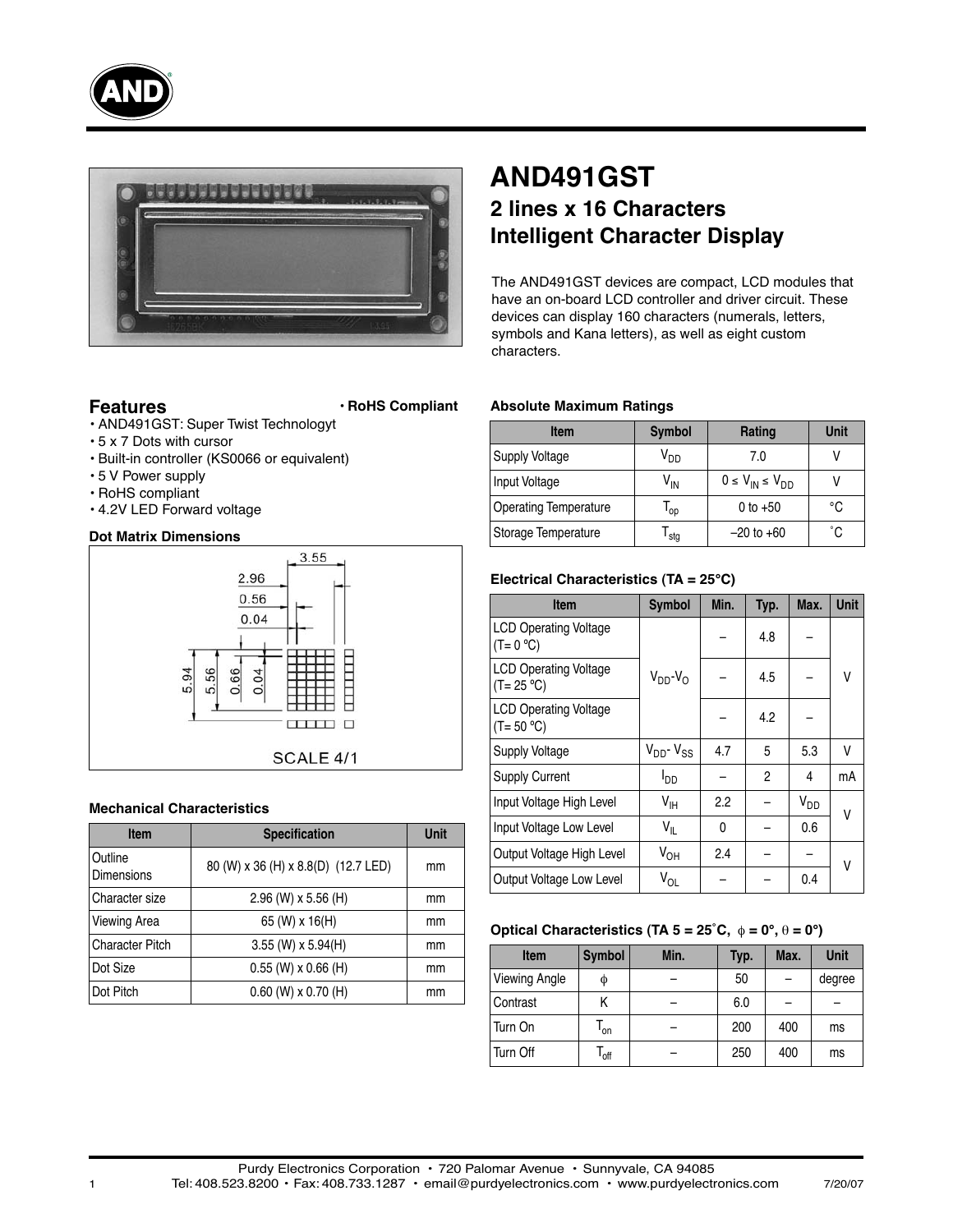# AND491GST

## 2 lines x 16 Characters Intelligent Character Display

The AND491GST devices are compact, LCD modules that have an on-board LCD controller and driver circuit. These devices can display 160 characters (numerals, letters, symbols and Kana letters), as well as eight custom characters.

## Features

- RoHS Compliant
- AND491GST: Super Twist Technologyt
- 5 x 7 Dots with cursor
- Built-in controller (KS0066 or equivalent)
- 5 V Power supply
- RoHS compliant
- 4.2V LED Forward voltage

### Dot Matrix Dimensions

SCALE 4/1

### Mechanical Characteristics

| Item | Specification | Unit |
|---|---|---|
| Outline Dimensions | 80 (W) x 36 (H) x 8.8(D) (12.7 LED) | mm |
| Character size | 2.96 (W) x 5.56 (H) | mm |
| Viewing Area | 65 (W) x 16(H) | mm |
| Character Pitch | 3.55 (W) x 5.94(H) | mm |
| Dot Size | 0.55 (W) x 0.66 (H) | mm |
| Dot Pitch | 0.60 (W) x 0.70 (H) | mm |

### Absolute Maximum Ratings

| Item | Symbol | Rating | Unit |
|---|---|---|---|
| Supply Voltage | $V_{DD}$ | 7.0 | V |
| Input Voltage | $V_{IN}$ | $0 \leq V_{IN} \leq V_{DD}$ | V |
| Operating Temperature | $T_{op}$ | 0 to +50 | °C |
| Storage Temperature | $T_{stg}$ | –20 to +60 | ˚C |

### Electrical Characteristics (TA = 25°C)

| Item | Symbol | Min. | Typ. | Max. | Unit |
|---|---|---|---|---|---|
| LCD Operating Voltage (T= 0 ºC) | $V_{DD}$-$V_O$ | – | 4.8 | – | V |
| LCD Operating Voltage (T= 25 ºC) | | – | 4.5 | – | |
| LCD Operating Voltage (T= 50 ºC) | | – | 4.2 | – | |
| Supply Voltage | $V_{DD}$- $V_{SS}$ | 4.7 | 5 | 5.3 | V |
| Supply Current | $I_{DD}$ | – | 2 | 4 | mA |
| Input Voltage High Level | $V_{IH}$ | 2.2 | – | $V_{DD}$ | V |
| Input Voltage Low Level | $V_{IL}$ | 0 | – | 0.6 | |
| Output Voltage High Level | $V_{OH}$ | 2.4 | – | – | V |
| Output Voltage Low Level | $V_{OL}$ | – | – | 0.4 | |

### Optical Characteristics (TA 5 = 25˚C, $\phi$ = 0°, $\theta$ = 0°)

| Item | Symbol | Min. | Typ. | Max. | Unit |
|---|---|---|---|---|---|
| Viewing Angle | $\phi$ | – | 50 | – | degree |
| Contrast | K | – | 6.0 | – | – |
| Turn On | $T_{on}$ | – | 200 | 400 | ms |
| Turn Off | $T_{off}$ | – | 250 | 400 | ms |

Purdy Electronics Corporation • 720 Palomar Avenue • Sunnyvale, CA 94085
Tel: 408.523.8200 • Fax: 408.733.1287 • email@purdyelectronics.com • www.purdyelectronics.com 7/20/07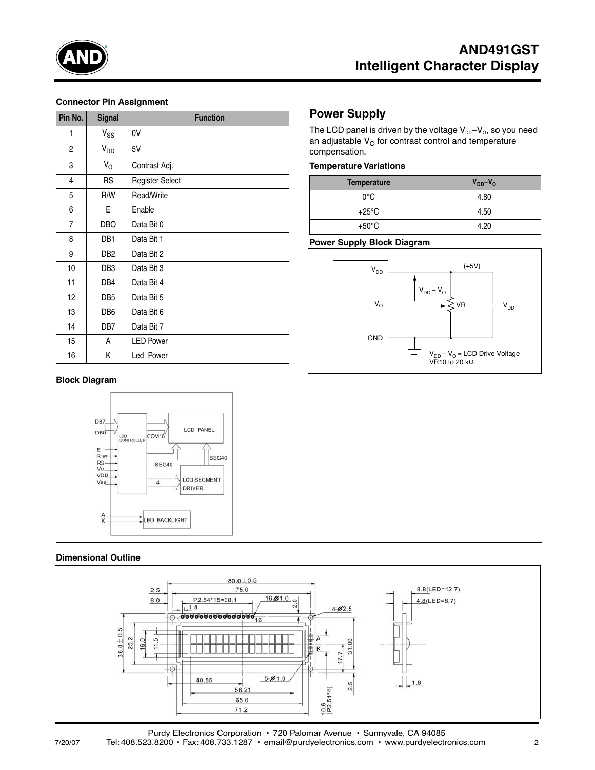## Connector Pin Assignment

| Pin No. | Signal | Function |
|---|---|---|
| 1 | $V_{SS}$ | 0V |
| 2 | $V_{DD}$ | 5V |
| 3 | $V_O$ | Contrast Adj. |
| 4 | RS | Register Select |
| 5 | R/$\overline{W}$ | Read/Write |
| 6 | E | Enable |
| 7 | DBO | Data Bit 0 |
| 8 | DB1 | Data Bit 1 |
| 9 | DB2 | Data Bit 2 |
| 10 | DB3 | Data Bit 3 |
| 11 | DB4 | Data Bit 4 |
| 12 | DB5 | Data Bit 5 |
| 13 | DB6 | Data Bit 6 |
| 14 | DB7 | Data Bit 7 |
| 15 | A | LED Power |
| 16 | K | Led Power |

## Power Supply

The LCD panel is driven by the voltage $V_{DD}$–$V_0$, so you need an adjustable $V_O$ for contrast control and temperature compensation.

### Temperature Variations

| Temperature | $V_{DD}$–$V_O$ |
|---|---|
| 0°C | 4.80 |
| +25°C | 4.50 |
| +50°C | 4.20 |

### Power Supply Block Diagram

$V_{DD}$
(+5V)
$V_{DD} - V_O$
$V_O$
VR
$V_{DD}$
GND
$V_{DD} - V_O$ = LCD Drive Voltage
VR10 to 20 kΩ

### Block Diagram

DB7
DB0
E
R/W
RS
Vo
VDD
Vss
LCD CONTROLLER
COM16
LCD PANEL
SEG40
SEG40
4
LCD SEGMENT DRIVER
A
K
LED BACKLIGHT

### Dimensional Outline

80.0±0.5
75.0
2.5
8.0
P2.54*15=38.1
16-Ø1.0
1.8
2.0
4-Ø2.5
1
16
36.0±0.5
25.2
16.0
11.5
A
K
31.00
17.7
5-Ø1.0
40.55
56.21
65.0
71.2
2.5
10.6
(P2.54*4)
8.8(LED=12.7)
4.8(LED=8.7)
1.6